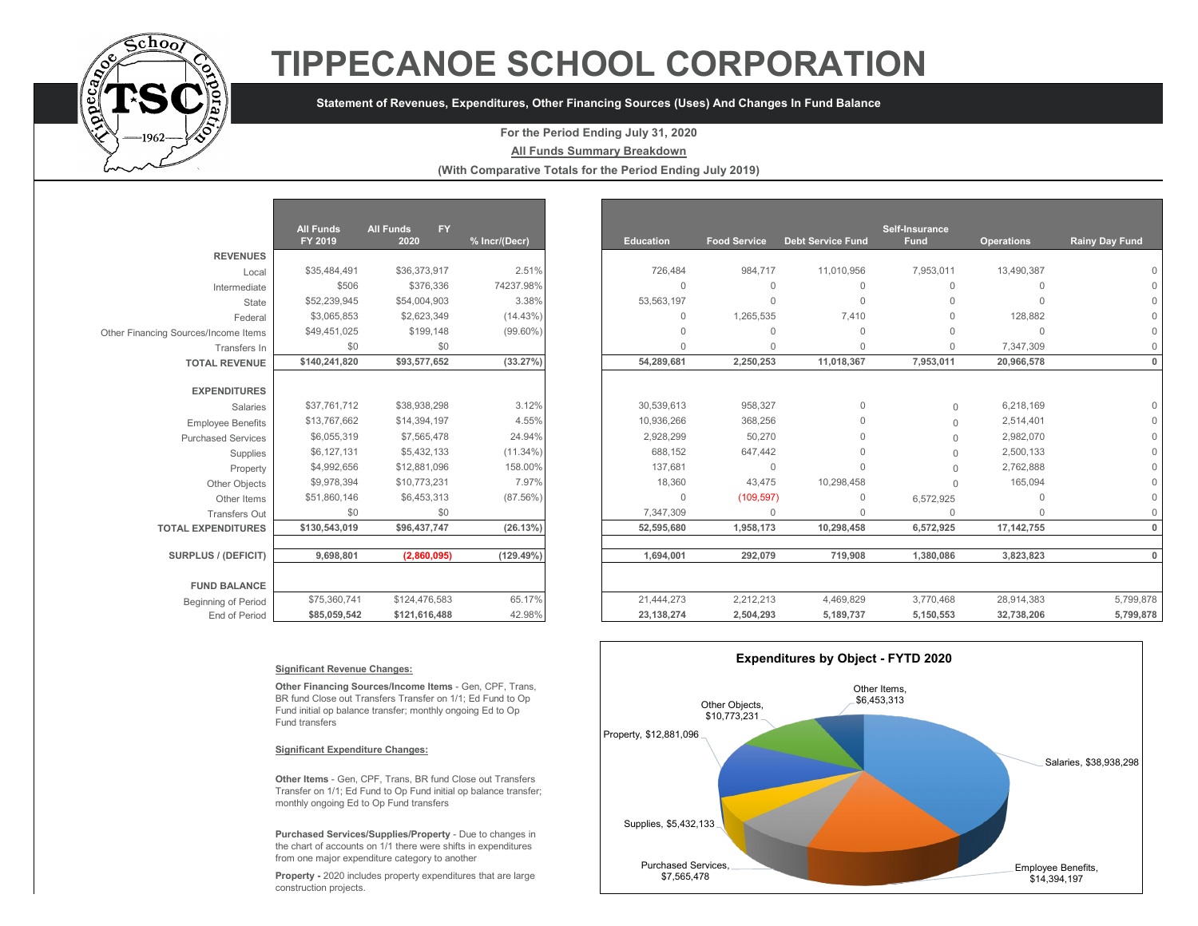# TIPPECANOE SCHOOL CORPORATION

**Statement of Revenues, Expenditures, Other Financing Sources (Uses) And Changes In Fund Balance**

**For the Period Ending July 31, 2020**

**All Funds Summary Breakdown**

**(With Comparative Totals for the Period Ending July 2019)**

| | All Funds FY 2019 | All Funds FY 2020 | % Incr/(Decr) | Education | Food Service | Debt Service Fund | Self-Insurance Fund | Operations | Rainy Day Fund |
|---|---|---|---|---|---|---|---|---|---|
| **REVENUES** | | | | | | | | | |
| Local | $35,484,491 | $36,373,917 | 2.51% | 726,484 | 984,717 | 11,010,956 | 7,953,011 | 13,490,387 | 0 |
| Intermediate | $506 | $376,336 | 74237.98% | 0 | 0 | 0 | 0 | 0 | 0 |
| State | $52,239,945 | $54,004,903 | 3.38% | 53,563,197 | 0 | 0 | 0 | 0 | 0 |
| Federal | $3,065,853 | $2,623,349 | (14.43%) | 0 | 1,265,535 | 7,410 | 0 | 128,882 | 0 |
| Other Financing Sources/Income Items | $49,451,025 | $199,148 | (99.60%) | 0 | 0 | 0 | 0 | 0 | 0 |
| Transfers In | $0 | $0 | | 0 | 0 | 0 | 0 | 7,347,309 | 0 |
| **TOTAL REVENUE** | **$140,241,820** | **$93,577,652** | **(33.27%)** | **54,289,681** | **2,250,253** | **11,018,367** | **7,953,011** | **20,966,578** | **0** |
| **EXPENDITURES** | | | | | | | | | |
| Salaries | $37,761,712 | $38,938,298 | 3.12% | 30,539,613 | 958,327 | 0 | 0 | 6,218,169 | 0 |
| Employee Benefits | $13,767,662 | $14,394,197 | 4.55% | 10,936,266 | 368,256 | 0 | 0 | 2,514,401 | 0 |
| Purchased Services | $6,055,319 | $7,565,478 | 24.94% | 2,928,299 | 50,270 | 0 | 0 | 2,982,070 | 0 |
| Supplies | $6,127,131 | $5,432,133 | (11.34%) | 688,152 | 647,442 | 0 | 0 | 2,500,133 | 0 |
| Property | $4,992,656 | $12,881,096 | 158.00% | 137,681 | 0 | 0 | 0 | 2,762,888 | 0 |
| Other Objects | $9,978,394 | $10,773,231 | 7.97% | 18,360 | 43,475 | 10,298,458 | 0 | 165,094 | 0 |
| Other Items | $51,860,146 | $6,453,313 | (87.56%) | 0 | (109,597) | 0 | 6,572,925 | 0 | 0 |
| Transfers Out | $0 | $0 | | 7,347,309 | 0 | 0 | 0 | 0 | 0 |
| **TOTAL EXPENDITURES** | **$130,543,019** | **$96,437,747** | **(26.13%)** | **52,595,680** | **1,958,173** | **10,298,458** | **6,572,925** | **17,142,755** | **0** |
| **SURPLUS / (DEFICIT)** | **9,698,801** | **(2,860,095)** | **(129.49%)** | **1,694,001** | **292,079** | **719,908** | **1,380,086** | **3,823,823** | **0** |
| **FUND BALANCE** | | | | | | | | | |
| Beginning of Period | $75,360,741 | $124,476,583 | 65.17% | 21,444,273 | 2,212,213 | 4,469,829 | 3,770,468 | 28,914,383 | 5,799,878 |
| End of Period | **$85,059,542** | **$121,616,488** | 42.98% | **23,138,274** | **2,504,293** | **5,189,737** | **5,150,553** | **32,738,206** | **5,799,878** |

**Significant Revenue Changes:**

**Other Financing Sources/Income Items** - Gen, CPF, Trans, BR fund Close out Transfers Transfer on 1/1; Ed Fund to Op Fund initial op balance transfer; monthly ongoing Ed to Op Fund transfers

**Significant Expenditure Changes:**

**Other Items** - Gen, CPF, Trans, BR fund Close out Transfers Transfer on 1/1; Ed Fund to Op Fund initial op balance transfer; monthly ongoing Ed to Op Fund transfers

**Purchased Services/Supplies/Property** - Due to changes in the chart of accounts on 1/1 there were shifts in expenditures from one major expenditure category to another

**Property -** 2020 includes property expenditures that are large construction projects.

**Expenditures by Object - FYTD 2020**

| Object | Amount |
|---|---|
| Salaries | $38,938,298 |
| Employee Benefits | $14,394,197 |
| Purchased Services | $7,565,478 |
| Supplies | $5,432,133 |
| Property | $12,881,096 |
| Other Objects | $10,773,231 |
| Other Items | $6,453,313 |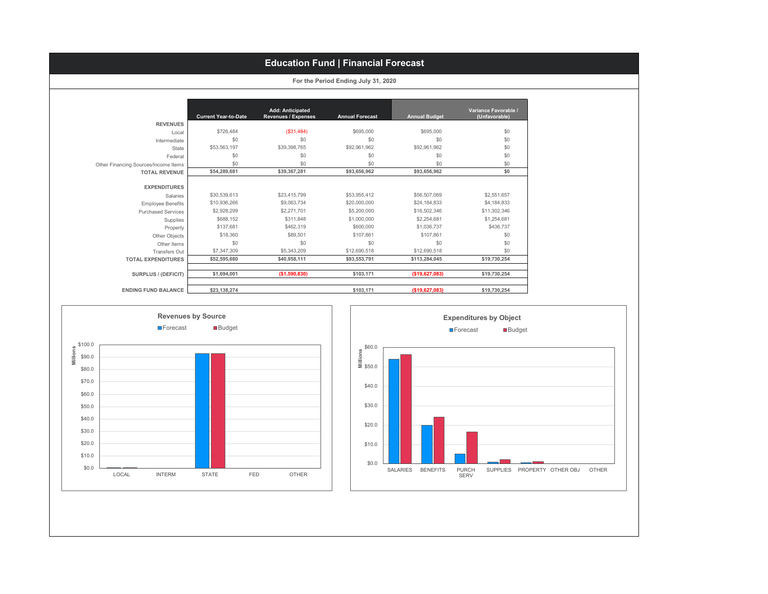# Education Fund | Financial Forecast

**For the Period Ending July 31, 2020**

| | Current Year-to-Date | Add: Anticipated Revenues / Expenses | Annual Forecast | Annual Budget | Variance Favorable / (Unfavorable) |
|---|---|---|---|---|---|
| **REVENUES** | | | | | |
| Local | $726,484 | ($31,484) | $695,000 | $695,000 | $0 |
| Intermediate | $0 | $0 | $0 | $0 | $0 |
| State | $53,563,197 | $39,398,765 | $92,961,962 | $92,961,962 | $0 |
| Federal | $0 | $0 | $0 | $0 | $0 |
| Other Financing Sources/Income Items | $0 | $0 | $0 | $0 | $0 |
| **TOTAL REVENUE** | **$54,289,681** | **$39,367,281** | **$93,656,962** | **$93,656,962** | **$0** |
| **EXPENDITURES** | | | | | |
| Salaries | $30,539,613 | $23,415,799 | $53,955,412 | $56,507,069 | $2,551,657 |
| Employee Benefits | $10,936,266 | $9,063,734 | $20,000,000 | $24,184,833 | $4,184,833 |
| Purchased Services | $2,928,299 | $2,271,701 | $5,200,000 | $16,502,346 | $11,302,346 |
| Supplies | $688,152 | $311,848 | $1,000,000 | $2,254,681 | $1,254,681 |
| Property | $137,681 | $462,319 | $600,000 | $1,036,737 | $436,737 |
| Other Objects | $18,360 | $89,501 | $107,861 | $107,861 | $0 |
| Other Items | $0 | $0 | $0 | $0 | $0 |
| Transfers Out | $7,347,309 | $5,343,209 | $12,690,518 | $12,690,518 | $0 |
| **TOTAL EXPENDITURES** | **$52,595,680** | **$40,958,111** | **$93,553,791** | **$113,284,045** | **$19,730,254** |
| **SURPLUS / (DEFICIT)** | **$1,694,001** | **($1,590,830)** | **$103,171** | **($19,627,083)** | **$19,730,254** |
| **ENDING FUND BALANCE** | **$23,138,274** | | **$103,171** | **($19,627,083)** | **$19,730,254** |

**Revenues by Source**

Forecast / Budget (Millions)

| | LOCAL | INTERM | STATE | FED | OTHER |
|---|---|---|---|---|---|
| Axis | $0.0 – $100.0 | | | | |

**Expenditures by Object**

Forecast / Budget (Millions)

| | SALARIES | BENEFITS | PURCH SERV | SUPPLIES | PROPERTY | OTHER OBJ | OTHER |
|---|---|---|---|---|---|---|---|
| Axis | $0.0 – $60.0 | | | | | | |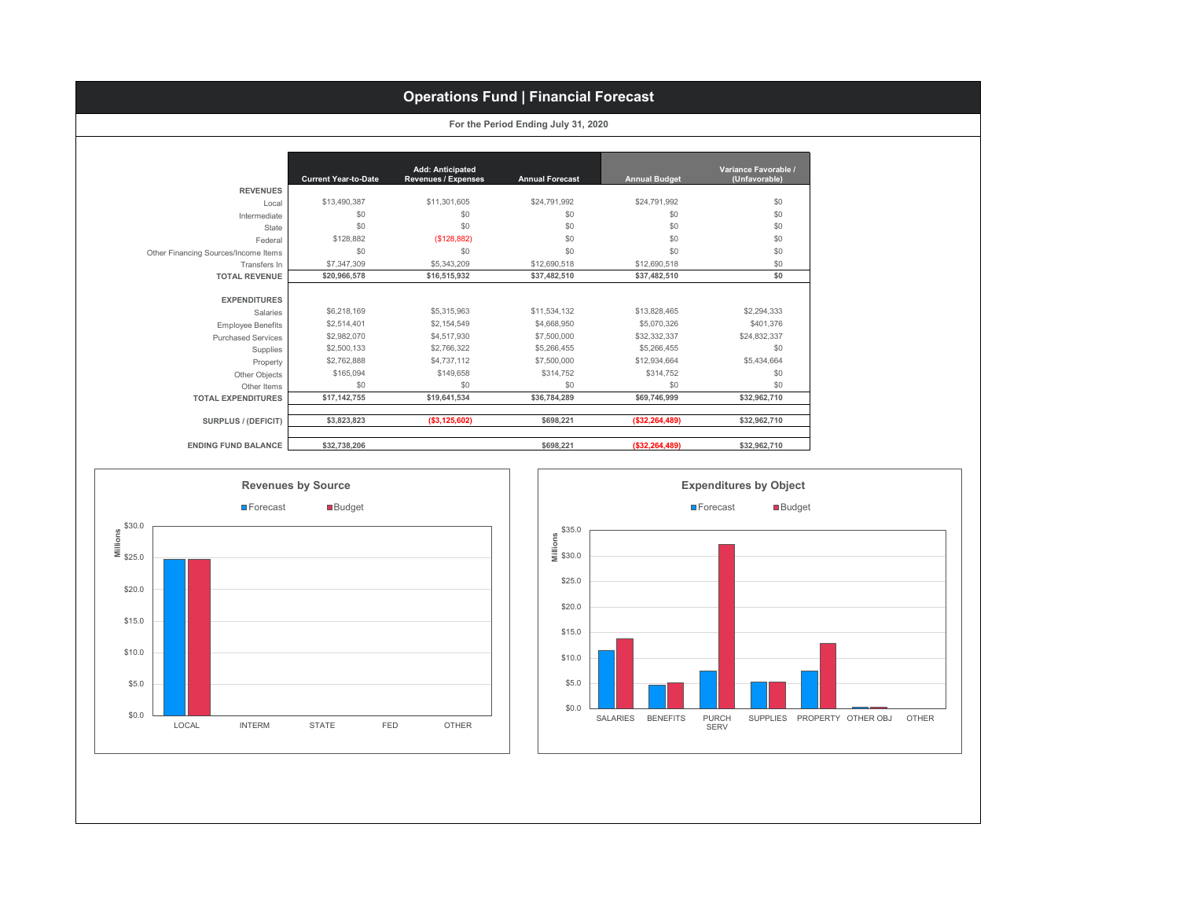# Operations Fund | Financial Forecast

**For the Period Ending July 31, 2020**

| | Current Year-to-Date | Add: Anticipated Revenues / Expenses | Annual Forecast | Annual Budget | Variance Favorable / (Unfavorable) |
|---|---|---|---|---|---|
| **REVENUES** | | | | | |
| Local | $13,490,387 | $11,301,605 | $24,791,992 | $24,791,992 | $0 |
| Intermediate | $0 | $0 | $0 | $0 | $0 |
| State | $0 | $0 | $0 | $0 | $0 |
| Federal | $128,882 | ($128,882) | $0 | $0 | $0 |
| Other Financing Sources/Income Items | $0 | $0 | $0 | $0 | $0 |
| Transfers In | $7,347,309 | $5,343,209 | $12,690,518 | $12,690,518 | $0 |
| **TOTAL REVENUE** | **$20,966,578** | **$16,515,932** | **$37,482,510** | **$37,482,510** | **$0** |
| **EXPENDITURES** | | | | | |
| Salaries | $6,218,169 | $5,315,963 | $11,534,132 | $13,828,465 | $2,294,333 |
| Employee Benefits | $2,514,401 | $2,154,549 | $4,668,950 | $5,070,326 | $401,376 |
| Purchased Services | $2,982,070 | $4,517,930 | $7,500,000 | $32,332,337 | $24,832,337 |
| Supplies | $2,500,133 | $2,766,322 | $5,266,455 | $5,266,455 | $0 |
| Property | $2,762,888 | $4,737,112 | $7,500,000 | $12,934,664 | $5,434,664 |
| Other Objects | $165,094 | $149,658 | $314,752 | $314,752 | $0 |
| Other Items | $0 | $0 | $0 | $0 | $0 |
| **TOTAL EXPENDITURES** | **$17,142,755** | **$19,641,534** | **$36,784,289** | **$69,746,999** | **$32,962,710** |
| **SURPLUS / (DEFICIT)** | **$3,823,823** | **($3,125,602)** | **$698,221** | **($32,264,489)** | **$32,962,710** |
| **ENDING FUND BALANCE** | **$32,738,206** | | **$698,221** | **($32,264,489)** | **$32,962,710** |

## Revenues by Source

Forecast / Budget (Millions)

LOCAL, INTERM, STATE, FED, OTHER

## Expenditures by Object

Forecast / Budget (Millions)

SALARIES, BENEFITS, PURCH SERV, SUPPLIES, PROPERTY, OTHER OBJ, OTHER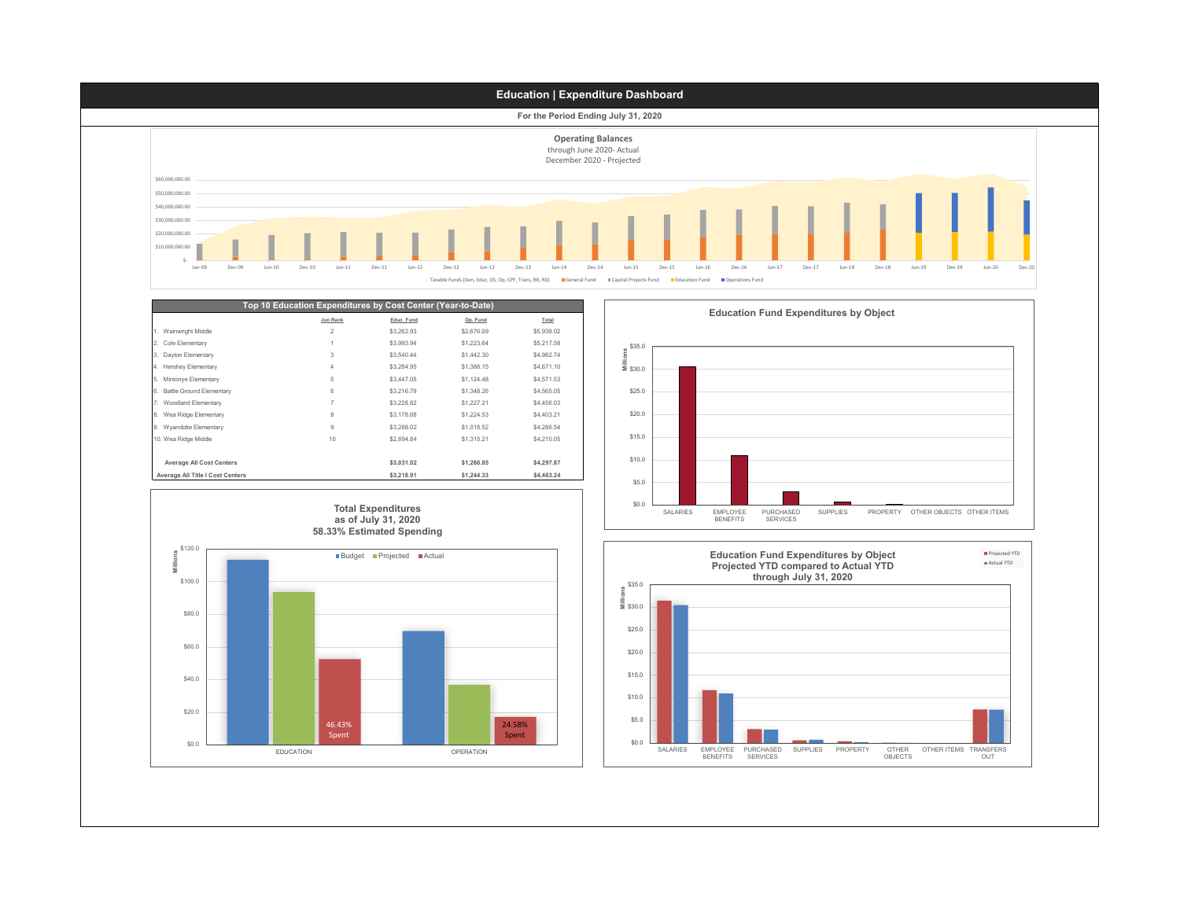# Education | Expenditure Dashboard

**For the Period Ending July 31, 2020**

**Operating Balances**
through June 2020- Actual
December 2020 - Projected

Taxable Funds (Gen, Educ, DS, Op, CPF, Trans, BR, RD) | General Fund | Capital Projects Fund | Education Fund | Operations Fund

## Top 10 Education Expenditures by Cost Center (Year-to-Date)

| | Jun Rank | Educ. Fund | Op. Fund | Total |
|---|---|---|---|---|
| 1. Wainwright Middle | 2 | $3,262.93 | $2,676.09 | $5,939.02 |
| 2. Cole Elementary | 1 | $3,993.94 | $1,223.64 | $5,217.58 |
| 3. Dayton Elementary | 3 | $3,540.44 | $1,442.30 | $4,982.74 |
| 4. Hershey Elementary | 4 | $3,284.95 | $1,386.15 | $4,671.10 |
| 5. Mintonye Elementary | 5 | $3,447.05 | $1,124.48 | $4,571.53 |
| 6. Battle Ground Elementary | 6 | $3,216.79 | $1,348.26 | $4,565.05 |
| 7. Woodland Elementary | 7 | $3,228.82 | $1,227.21 | $4,456.03 |
| 8. Wea Ridge Elementary | 8 | $3,178.68 | $1,224.53 | $4,403.21 |
| 9. Wyandotte Elementary | 9 | $3,268.02 | $1,018.52 | $4,286.54 |
| 10. Wea Ridge Middle | 10 | $2,894.84 | $1,315.21 | $4,210.05 |
| **Average All Cost Centers** | | **$3,031.02** | **$1,266.85** | **$4,297.87** |
| **Average All Title I Cost Centers** | | **$3,218.91** | **$1,244.33** | **$4,463.24** |

**Total Expenditures as of July 31, 2020**
**58.33% Estimated Spending**

Budget | Projected | Actual

EDUCATION: 46.43% Spent
OPERATION: 24.58% Spent

**Education Fund Expenditures by Object**

**Education Fund Expenditures by Object Projected YTD compared to Actual YTD through July 31, 2020**

Projected YTD | Actual YTD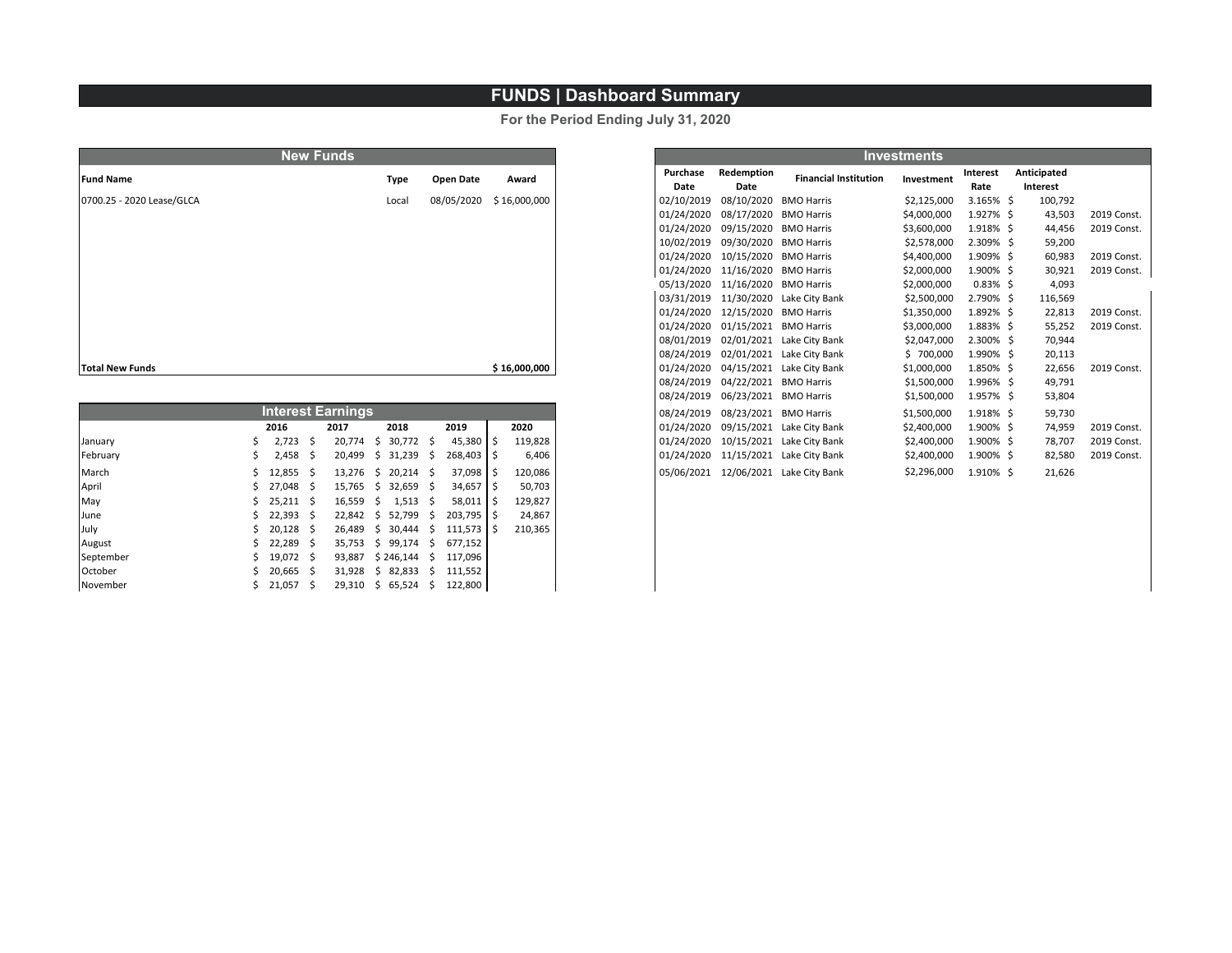# FUNDS | Dashboard Summary

**For the Period Ending July 31, 2020**

## New Funds

| Fund Name | Type | Open Date | Award |
|---|---|---|---|
| 0700.25 - 2020 Lease/GLCA | Local | 08/05/2020 | $ 16,000,000 |
| **Total New Funds** | | | **$ 16,000,000** |

## Interest Earnings

| | 2016 | 2017 | 2018 | 2019 | 2020 |
|---|---|---|---|---|---|
| January | $ 2,723 | $ 20,774 | $ 30,772 | $ 45,380 | $ 119,828 |
| February | $ 2,458 | $ 20,499 | $ 31,239 | $ 268,403 | $ 6,406 |
| March | $ 12,855 | $ 13,276 | $ 20,214 | $ 37,098 | $ 120,086 |
| April | $ 27,048 | $ 15,765 | $ 32,659 | $ 34,657 | $ 50,703 |
| May | $ 25,211 | $ 16,559 | $ 1,513 | $ 58,011 | $ 129,827 |
| June | $ 22,393 | $ 22,842 | $ 52,799 | $ 203,795 | $ 24,867 |
| July | $ 20,128 | $ 26,489 | $ 30,444 | $ 111,573 | $ 210,365 |
| August | $ 22,289 | $ 35,753 | $ 99,174 | $ 677,152 | |
| September | $ 19,072 | $ 93,887 | $ 246,144 | $ 117,096 | |
| October | $ 20,665 | $ 31,928 | $ 82,833 | $ 111,552 | |
| November | $ 21,057 | $ 29,310 | $ 65,524 | $ 122,800 | |

## Investments

| Purchase Date | Redemption Date | Financial Institution | Investment | Interest Rate | Anticipated Interest | |
|---|---|---|---|---|---|---|
| 02/10/2019 | 08/10/2020 | BMO Harris | $2,125,000 | 3.165% | $ 100,792 | |
| 01/24/2020 | 08/17/2020 | BMO Harris | $4,000,000 | 1.927% | $ 43,503 | 2019 Const. |
| 01/24/2020 | 09/15/2020 | BMO Harris | $3,600,000 | 1.918% | $ 44,456 | 2019 Const. |
| 10/02/2019 | 09/30/2020 | BMO Harris | $2,578,000 | 2.309% | $ 59,200 | |
| 01/24/2020 | 10/15/2020 | BMO Harris | $4,400,000 | 1.909% | $ 60,983 | 2019 Const. |
| 01/24/2020 | 11/16/2020 | BMO Harris | $2,000,000 | 1.900% | $ 30,921 | 2019 Const. |
| 05/13/2020 | 11/16/2020 | BMO Harris | $2,000,000 | 0.83% | $ 4,093 | |
| 03/31/2019 | 11/30/2020 | Lake City Bank | $2,500,000 | 2.790% | $ 116,569 | |
| 01/24/2020 | 12/15/2020 | BMO Harris | $1,350,000 | 1.892% | $ 22,813 | 2019 Const. |
| 01/24/2020 | 01/15/2021 | BMO Harris | $3,000,000 | 1.883% | $ 55,252 | 2019 Const. |
| 08/01/2019 | 02/01/2021 | Lake City Bank | $2,047,000 | 2.300% | $ 70,944 | |
| 08/24/2019 | 02/01/2021 | Lake City Bank | $ 700,000 | 1.990% | $ 20,113 | |
| 01/24/2020 | 04/15/2021 | Lake City Bank | $1,000,000 | 1.850% | $ 22,656 | 2019 Const. |
| 08/24/2019 | 04/22/2021 | BMO Harris | $1,500,000 | 1.996% | $ 49,791 | |
| 08/24/2019 | 06/23/2021 | BMO Harris | $1,500,000 | 1.957% | $ 53,804 | |
| 08/24/2019 | 08/23/2021 | BMO Harris | $1,500,000 | 1.918% | $ 59,730 | |
| 01/24/2020 | 09/15/2021 | Lake City Bank | $2,400,000 | 1.900% | $ 74,959 | 2019 Const. |
| 01/24/2020 | 10/15/2021 | Lake City Bank | $2,400,000 | 1.900% | $ 78,707 | 2019 Const. |
| 01/24/2020 | 11/15/2021 | Lake City Bank | $2,400,000 | 1.900% | $ 82,580 | 2019 Const. |
| 05/06/2021 | 12/06/2021 | Lake City Bank | $2,296,000 | 1.910% | $ 21,626 | |